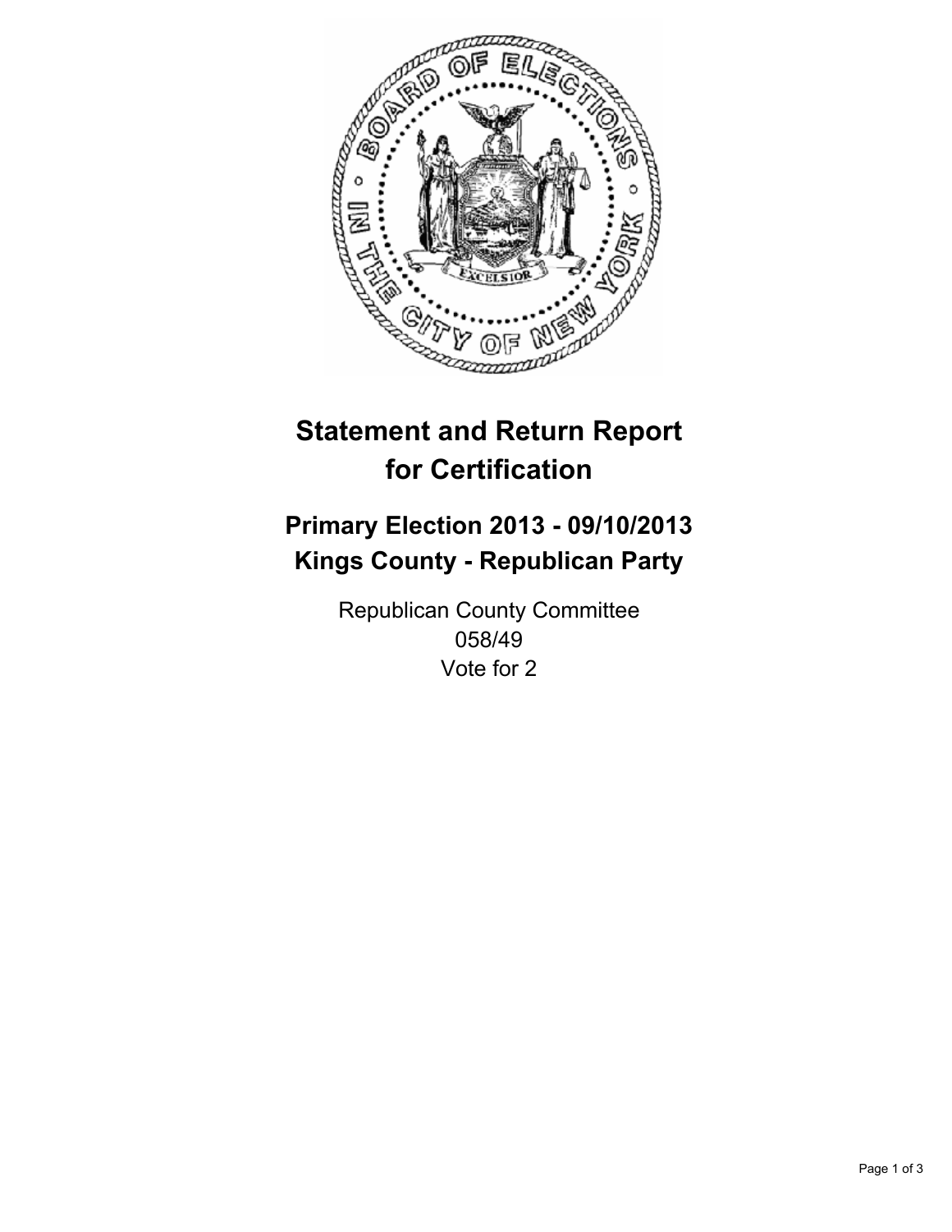# Statement and Return Report for Certification

## Primary Election 2013 - 09/10/2013
## Kings County - Republican Party

Republican County Committee
058/49
Vote for 2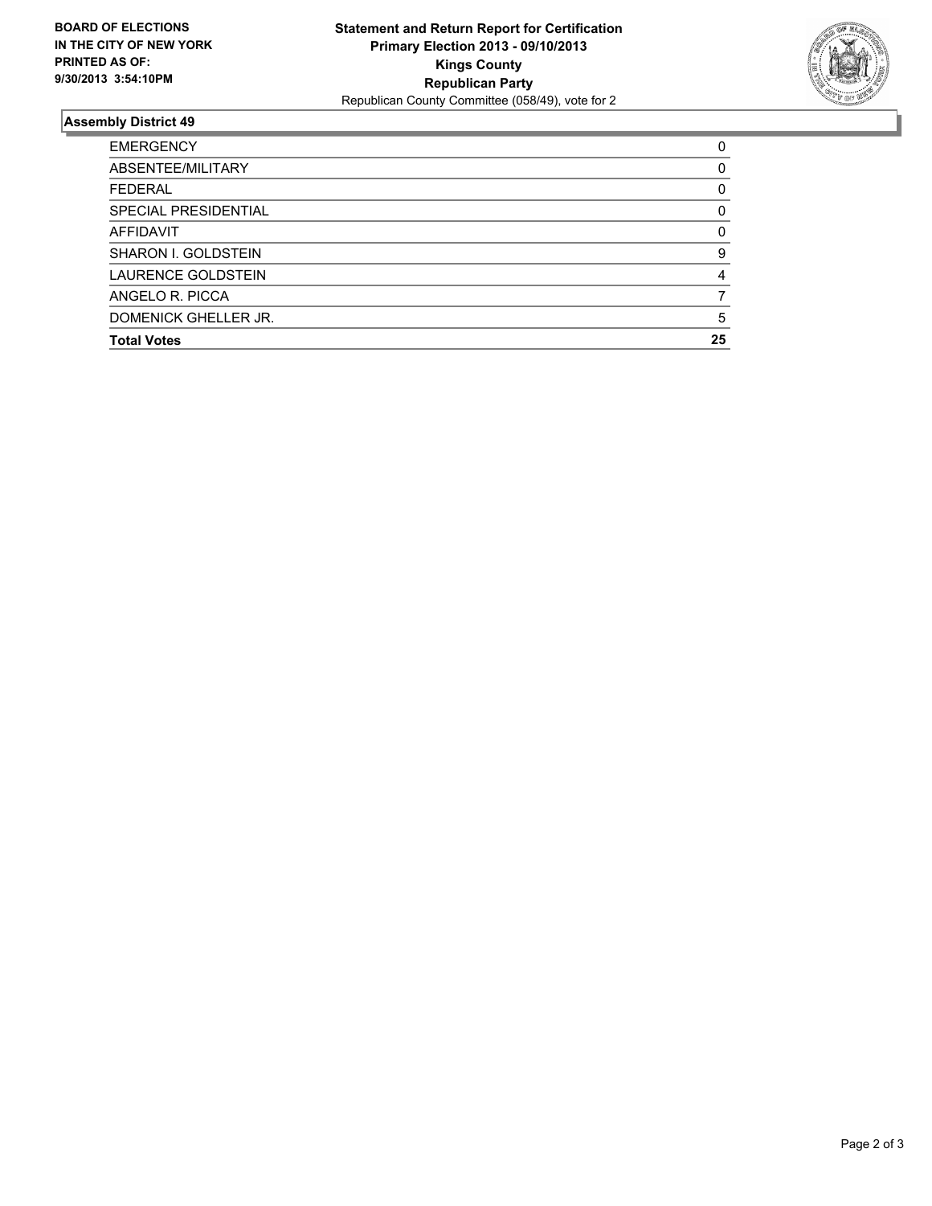**BOARD OF ELECTIONS IN THE CITY OF NEW YORK PRINTED AS OF: 9/30/2013 3:54:10PM**

**Statement and Return Report for Certification**
**Primary Election 2013 - 09/10/2013**
**Kings County**
**Republican Party**
Republican County Committee (058/49), vote for 2

## Assembly District 49

| | |
|---|---|
| EMERGENCY | 0 |
| ABSENTEE/MILITARY | 0 |
| FEDERAL | 0 |
| SPECIAL PRESIDENTIAL | 0 |
| AFFIDAVIT | 0 |
| SHARON I. GOLDSTEIN | 9 |
| LAURENCE GOLDSTEIN | 4 |
| ANGELO R. PICCA | 7 |
| DOMENICK GHELLER JR. | 5 |
| **Total Votes** | **25** |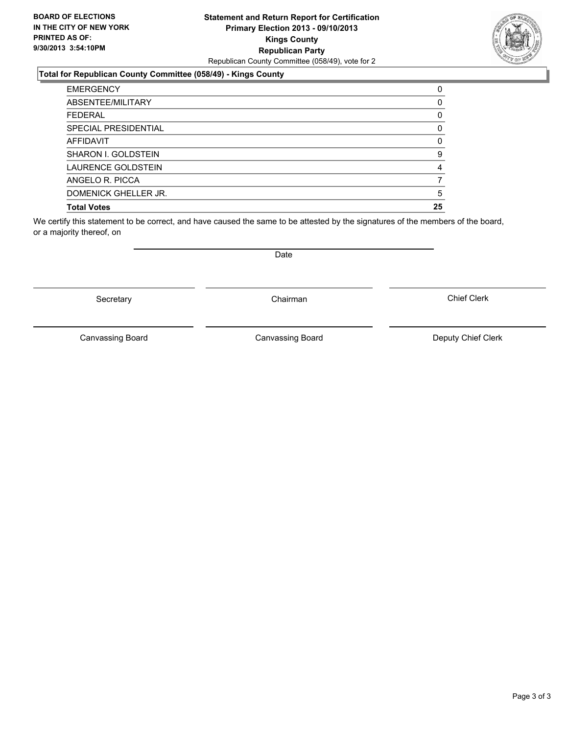**BOARD OF ELECTIONS IN THE CITY OF NEW YORK PRINTED AS OF: 9/30/2013 3:54:10PM**

**Statement and Return Report for Certification**
**Primary Election 2013 - 09/10/2013**
**Kings County**
**Republican Party**
Republican County Committee (058/49), vote for 2

### Total for Republican County Committee (058/49) - Kings County

| | |
|---|---|
| EMERGENCY | 0 |
| ABSENTEE/MILITARY | 0 |
| FEDERAL | 0 |
| SPECIAL PRESIDENTIAL | 0 |
| AFFIDAVIT | 0 |
| SHARON I. GOLDSTEIN | 9 |
| LAURENCE GOLDSTEIN | 4 |
| ANGELO R. PICCA | 7 |
| DOMENICK GHELLER JR. | 5 |
| **Total Votes** | **25** |

We certify this statement to be correct, and have caused the same to be attested by the signatures of the members of the board, or a majority thereof, on

Date

Secretary | Chairman | Chief Clerk

Canvassing Board | Canvassing Board | Deputy Chief Clerk